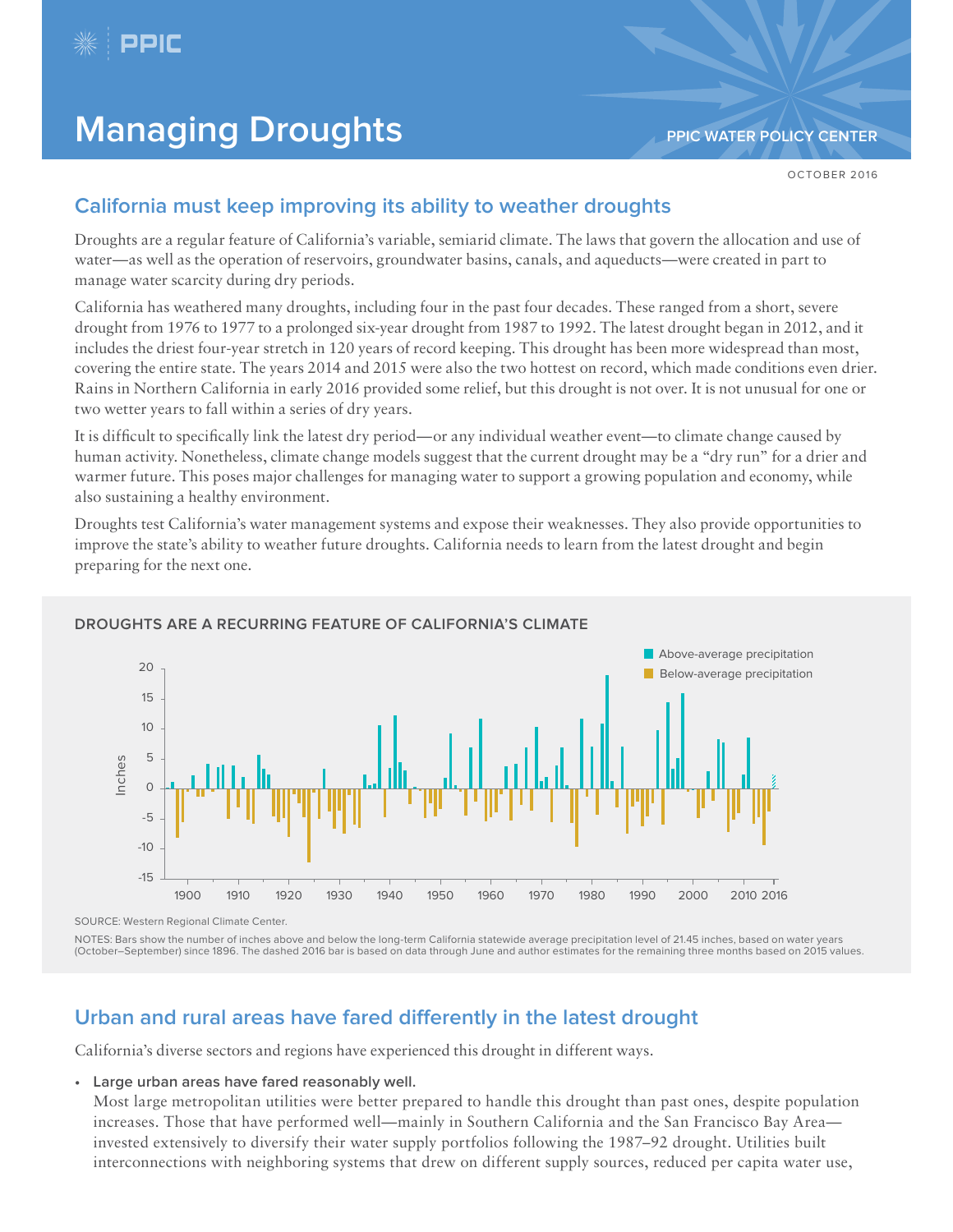# Managing Droughts

PPIC WATER POLICY CENTER

OCTOBER 2016

## California must keep improving its ability to weather droughts

Droughts are a regular feature of California's variable, semiarid climate. The laws that govern the allocation and use of water—as well as the operation of reservoirs, groundwater basins, canals, and aqueducts—were created in part to manage water scarcity during dry periods.

California has weathered many droughts, including four in the past four decades. These ranged from a short, severe drought from 1976 to 1977 to a prolonged six-year drought from 1987 to 1992. The latest drought began in 2012, and it includes the driest four-year stretch in 120 years of record keeping. This drought has been more widespread than most, covering the entire state. The years 2014 and 2015 were also the two hottest on record, which made conditions even drier. Rains in Northern California in early 2016 provided some relief, but this drought is not over. It is not unusual for one or two wetter years to fall within a series of dry years.

It is difficult to specifically link the latest dry period—or any individual weather event—to climate change caused by human activity. Nonetheless, climate change models suggest that the current drought may be a "dry run" for a drier and warmer future. This poses major challenges for managing water to support a growing population and economy, while also sustaining a healthy environment.

Droughts test California's water management systems and expose their weaknesses. They also provide opportunities to improve the state's ability to weather future droughts. California needs to learn from the latest drought and begin preparing for the next one.

**DROUGHTS ARE A RECURRING FEATURE OF CALIFORNIA'S CLIMATE**

SOURCE: Western Regional Climate Center.

NOTES: Bars show the number of inches above and below the long-term California statewide average precipitation level of 21.45 inches, based on water years (October–September) since 1896. The dashed 2016 bar is based on data through June and author estimates for the remaining three months based on 2015 values.

## Urban and rural areas have fared differently in the latest drought

California's diverse sectors and regions have experienced this drought in different ways.

- **Large urban areas have fared reasonably well.**
  Most large metropolitan utilities were better prepared to handle this drought than past ones, despite population increases. Those that have performed well—mainly in Southern California and the San Francisco Bay Area—invested extensively to diversify their water supply portfolios following the 1987–92 drought. Utilities built interconnections with neighboring systems that drew on different supply sources, reduced per capita water use,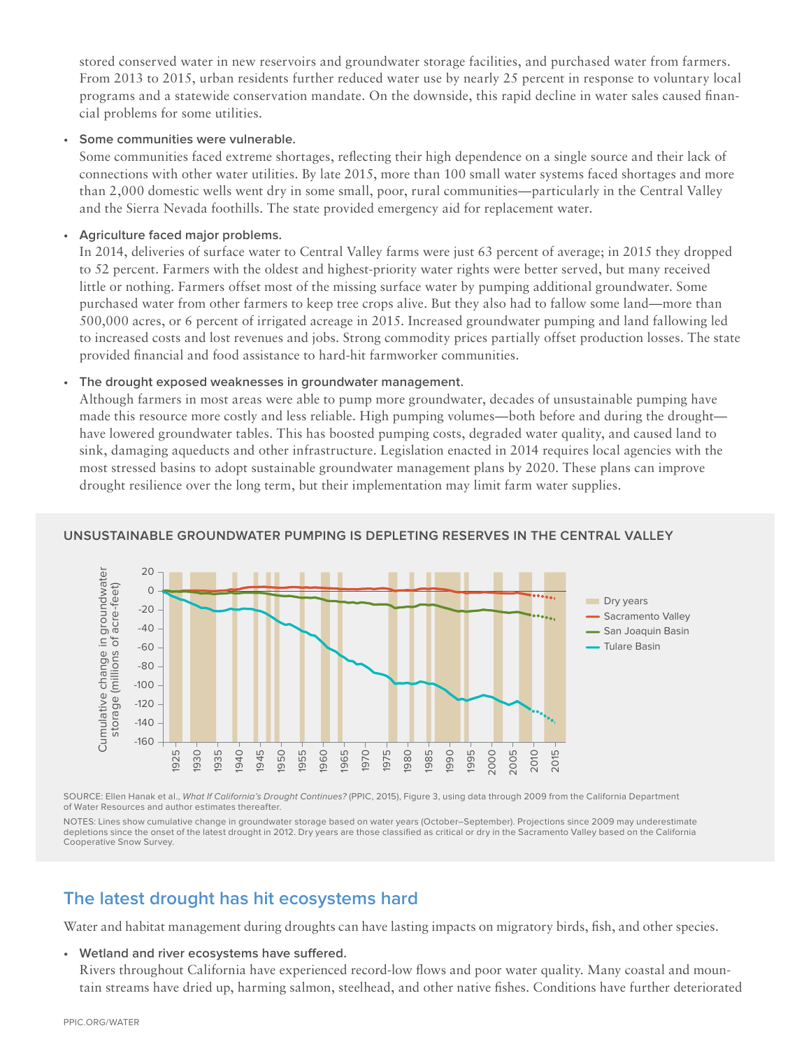stored conserved water in new reservoirs and groundwater storage facilities, and purchased water from farmers. From 2013 to 2015, urban residents further reduced water use by nearly 25 percent in response to voluntary local programs and a statewide conservation mandate. On the downside, this rapid decline in water sales caused financial problems for some utilities.

- **Some communities were vulnerable.**
  Some communities faced extreme shortages, reflecting their high dependence on a single source and their lack of connections with other water utilities. By late 2015, more than 100 small water systems faced shortages and more than 2,000 domestic wells went dry in some small, poor, rural communities—particularly in the Central Valley and the Sierra Nevada foothills. The state provided emergency aid for replacement water.

- **Agriculture faced major problems.**
  In 2014, deliveries of surface water to Central Valley farms were just 63 percent of average; in 2015 they dropped to 52 percent. Farmers with the oldest and highest-priority water rights were better served, but many received little or nothing. Farmers offset most of the missing surface water by pumping additional groundwater. Some purchased water from other farmers to keep tree crops alive. But they also had to fallow some land—more than 500,000 acres, or 6 percent of irrigated acreage in 2015. Increased groundwater pumping and land fallowing led to increased costs and lost revenues and jobs. Strong commodity prices partially offset production losses. The state provided financial and food assistance to hard-hit farmworker communities.

- **The drought exposed weaknesses in groundwater management.**
  Although farmers in most areas were able to pump more groundwater, decades of unsustainable pumping have made this resource more costly and less reliable. High pumping volumes—both before and during the drought—have lowered groundwater tables. This has boosted pumping costs, degraded water quality, and caused land to sink, damaging aqueducts and other infrastructure. Legislation enacted in 2014 requires local agencies with the most stressed basins to adopt sustainable groundwater management plans by 2020. These plans can improve drought resilience over the long term, but their implementation may limit farm water supplies.

**UNSUSTAINABLE GROUNDWATER PUMPING IS DEPLETING RESERVES IN THE CENTRAL VALLEY**

SOURCE: Ellen Hanak et al., *What If California's Drought Continues?* (PPIC, 2015), Figure 3, using data through 2009 from the California Department of Water Resources and author estimates thereafter.

NOTES: Lines show cumulative change in groundwater storage based on water years (October–September). Projections since 2009 may underestimate depletions since the onset of the latest drought in 2012. Dry years are those classified as critical or dry in the Sacramento Valley based on the California Cooperative Snow Survey.

## The latest drought has hit ecosystems hard

Water and habitat management during droughts can have lasting impacts on migratory birds, fish, and other species.

- **Wetland and river ecosystems have suffered.**
  Rivers throughout California have experienced record-low flows and poor water quality. Many coastal and mountain streams have dried up, harming salmon, steelhead, and other native fishes. Conditions have further deteriorated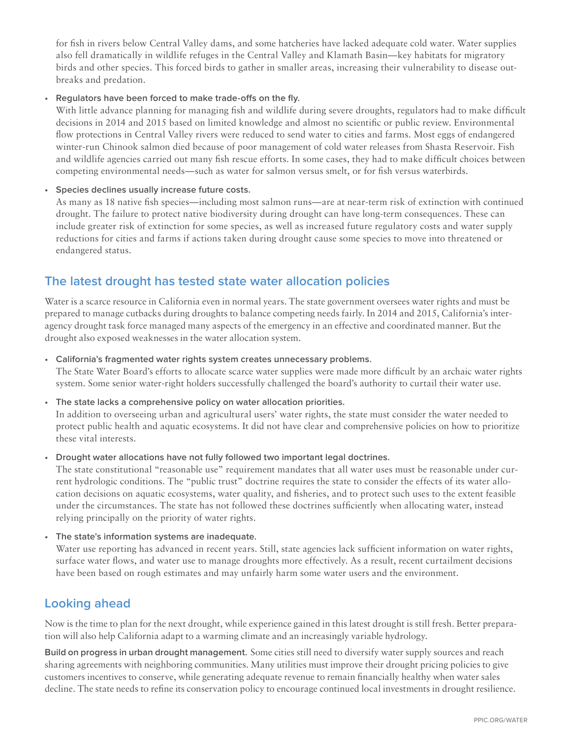for fish in rivers below Central Valley dams, and some hatcheries have lacked adequate cold water. Water supplies also fell dramatically in wildlife refuges in the Central Valley and Klamath Basin—key habitats for migratory birds and other species. This forced birds to gather in smaller areas, increasing their vulnerability to disease outbreaks and predation.

- **Regulators have been forced to make trade-offs on the fly.**
  With little advance planning for managing fish and wildlife during severe droughts, regulators had to make difficult decisions in 2014 and 2015 based on limited knowledge and almost no scientific or public review. Environmental flow protections in Central Valley rivers were reduced to send water to cities and farms. Most eggs of endangered winter-run Chinook salmon died because of poor management of cold water releases from Shasta Reservoir. Fish and wildlife agencies carried out many fish rescue efforts. In some cases, they had to make difficult choices between competing environmental needs—such as water for salmon versus smelt, or for fish versus waterbirds.

- **Species declines usually increase future costs.**
  As many as 18 native fish species—including most salmon runs—are at near-term risk of extinction with continued drought. The failure to protect native biodiversity during drought can have long-term consequences. These can include greater risk of extinction for some species, as well as increased future regulatory costs and water supply reductions for cities and farms if actions taken during drought cause some species to move into threatened or endangered status.

## The latest drought has tested state water allocation policies

Water is a scarce resource in California even in normal years. The state government oversees water rights and must be prepared to manage cutbacks during droughts to balance competing needs fairly. In 2014 and 2015, California's interagency drought task force managed many aspects of the emergency in an effective and coordinated manner. But the drought also exposed weaknesses in the water allocation system.

- **California's fragmented water rights system creates unnecessary problems.**
  The State Water Board's efforts to allocate scarce water supplies were made more difficult by an archaic water rights system. Some senior water-right holders successfully challenged the board's authority to curtail their water use.

- **The state lacks a comprehensive policy on water allocation priorities.**
  In addition to overseeing urban and agricultural users' water rights, the state must consider the water needed to protect public health and aquatic ecosystems. It did not have clear and comprehensive policies on how to prioritize these vital interests.

- **Drought water allocations have not fully followed two important legal doctrines.**
  The state constitutional "reasonable use" requirement mandates that all water uses must be reasonable under current hydrologic conditions. The "public trust" doctrine requires the state to consider the effects of its water allocation decisions on aquatic ecosystems, water quality, and fisheries, and to protect such uses to the extent feasible under the circumstances. The state has not followed these doctrines sufficiently when allocating water, instead relying principally on the priority of water rights.

- **The state's information systems are inadequate.**
  Water use reporting has advanced in recent years. Still, state agencies lack sufficient information on water rights, surface water flows, and water use to manage droughts more effectively. As a result, recent curtailment decisions have been based on rough estimates and may unfairly harm some water users and the environment.

## Looking ahead

Now is the time to plan for the next drought, while experience gained in this latest drought is still fresh. Better preparation will also help California adapt to a warming climate and an increasingly variable hydrology.

**Build on progress in urban drought management.** Some cities still need to diversify water supply sources and reach sharing agreements with neighboring communities. Many utilities must improve their drought pricing policies to give customers incentives to conserve, while generating adequate revenue to remain financially healthy when water sales decline. The state needs to refine its conservation policy to encourage continued local investments in drought resilience.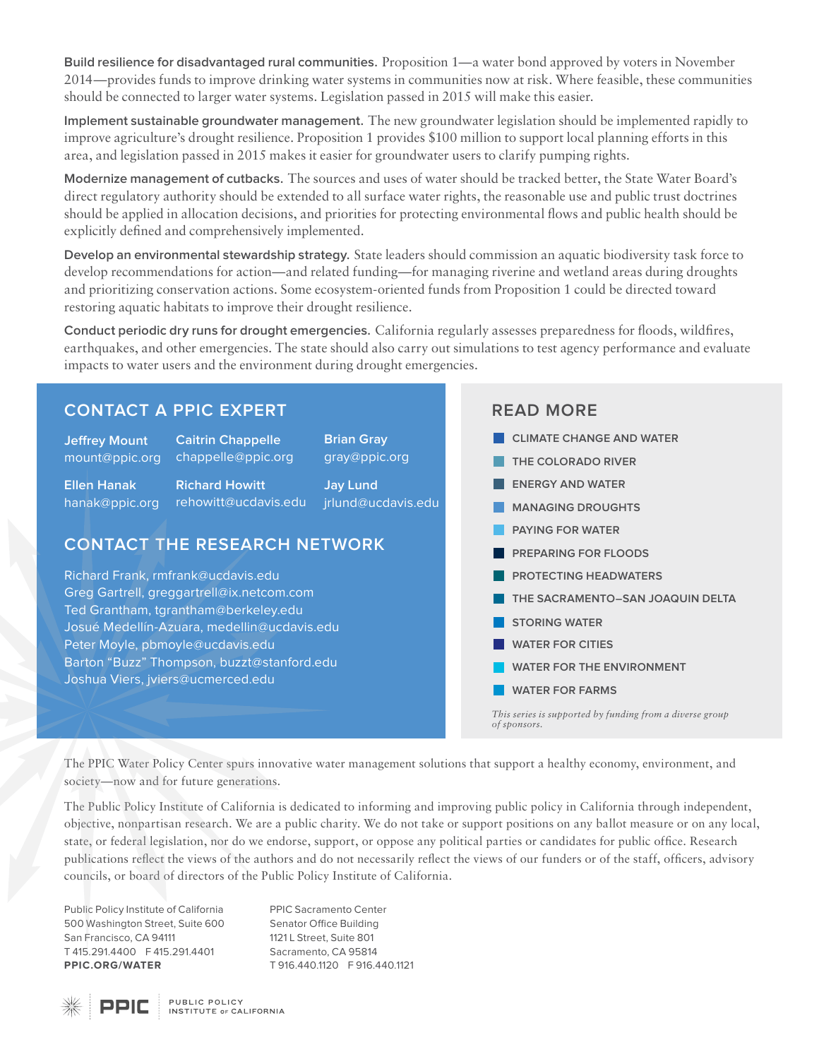**Build resilience for disadvantaged rural communities.** Proposition 1—a water bond approved by voters in November 2014—provides funds to improve drinking water systems in communities now at risk. Where feasible, these communities should be connected to larger water systems. Legislation passed in 2015 will make this easier.

**Implement sustainable groundwater management.** The new groundwater legislation should be implemented rapidly to improve agriculture's drought resilience. Proposition 1 provides $100 million to support local planning efforts in this area, and legislation passed in 2015 makes it easier for groundwater users to clarify pumping rights.

**Modernize management of cutbacks.** The sources and uses of water should be tracked better, the State Water Board's direct regulatory authority should be extended to all surface water rights, the reasonable use and public trust doctrines should be applied in allocation decisions, and priorities for protecting environmental flows and public health should be explicitly defined and comprehensively implemented.

**Develop an environmental stewardship strategy.** State leaders should commission an aquatic biodiversity task force to develop recommendations for action—and related funding—for managing riverine and wetland areas during droughts and prioritizing conservation actions. Some ecosystem-oriented funds from Proposition 1 could be directed toward restoring aquatic habitats to improve their drought resilience.

**Conduct periodic dry runs for drought emergencies.** California regularly assesses preparedness for floods, wildfires, earthquakes, and other emergencies. The state should also carry out simulations to test agency performance and evaluate impacts to water users and the environment during drought emergencies.

## CONTACT A PPIC EXPERT

**Jeffrey Mount**
mount@ppic.org

**Caitrin Chappelle**
chappelle@ppic.org

**Brian Gray**
gray@ppic.org

**Ellen Hanak**
hanak@ppic.org

**Richard Howitt**
rehowitt@ucdavis.edu

**Jay Lund**
jrlund@ucdavis.edu

## CONTACT THE RESEARCH NETWORK

Richard Frank, rmfrank@ucdavis.edu
Greg Gartrell, greggartrell@ix.netcom.com
Ted Grantham, tgrantham@berkeley.edu
Josué Medellín-Azuara, medellin@ucdavis.edu
Peter Moyle, pbmoyle@ucdavis.edu
Barton "Buzz" Thompson, buzzt@stanford.edu
Joshua Viers, jviers@ucmerced.edu

## READ MORE

- CLIMATE CHANGE AND WATER
- THE COLORADO RIVER
- ENERGY AND WATER
- MANAGING DROUGHTS
- PAYING FOR WATER
- PREPARING FOR FLOODS
- PROTECTING HEADWATERS
- THE SACRAMENTO–SAN JOAQUIN DELTA
- STORING WATER
- WATER FOR CITIES
- WATER FOR THE ENVIRONMENT
- WATER FOR FARMS

*This series is supported by funding from a diverse group of sponsors.*

The PPIC Water Policy Center spurs innovative water management solutions that support a healthy economy, environment, and society—now and for future generations.

The Public Policy Institute of California is dedicated to informing and improving public policy in California through independent, objective, nonpartisan research. We are a public charity. We do not take or support positions on any ballot measure or on any local, state, or federal legislation, nor do we endorse, support, or oppose any political parties or candidates for public office. Research publications reflect the views of the authors and do not necessarily reflect the views of our funders or of the staff, officers, advisory councils, or board of directors of the Public Policy Institute of California.

Public Policy Institute of California
500 Washington Street, Suite 600
San Francisco, CA 94111
T 415.291.4400 F 415.291.4401
**PPIC.ORG/WATER**

PPIC Sacramento Center
Senator Office Building
1121 L Street, Suite 801
Sacramento, CA 95814
T 916.440.1120 F 916.440.1121

PPIC | PUBLIC POLICY INSTITUTE OF CALIFORNIA